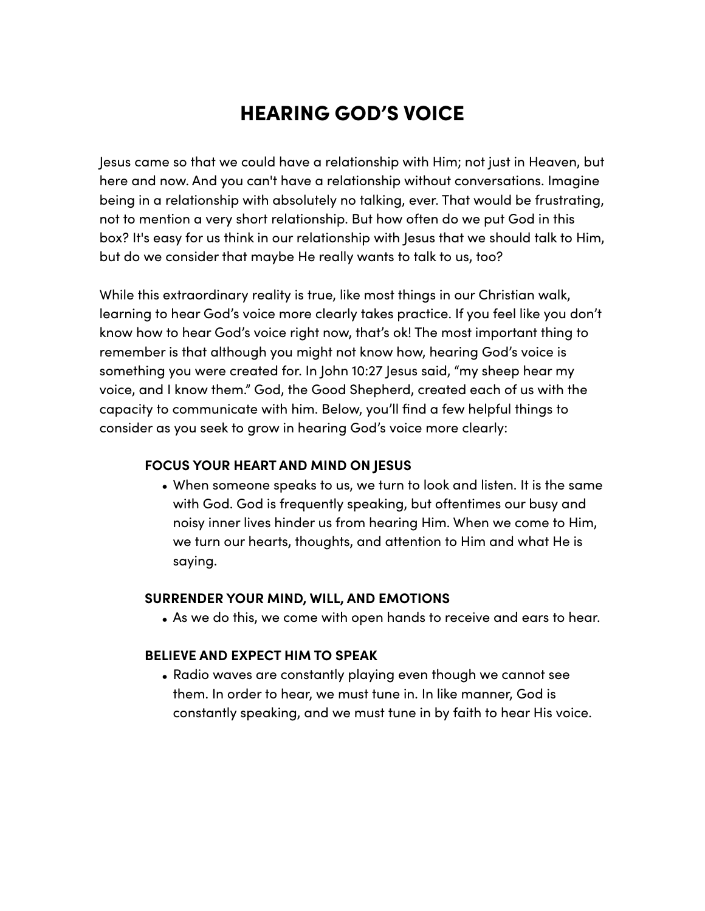# HEARING GOD'S VOICE

Jesus came so that we could have a relationship with Him; not just in Heaven, but here and now. And you can't have a relationship without conversations. Imagine being in a relationship with absolutely no talking, ever. That would be frustrating, not to mention a very short relationship. But how often do we put God in this box? It's easy for us think in our relationship with Jesus that we should talk to Him, but do we consider that maybe He really wants to talk to us, too?

While this extraordinary reality is true, like most things in our Christian walk, learning to hear God's voice more clearly takes practice. If you feel like you don't know how to hear God's voice right now, that's ok! The most important thing to remember is that although you might not know how, hearing God's voice is something you were created for. In John 10:27 Jesus said, "my sheep hear my voice, and I know them." God, the Good Shepherd, created each of us with the capacity to communicate with him. Below, you'll find a few helpful things to consider as you seek to grow in hearing God's voice more clearly:

**FOCUS YOUR HEART AND MIND ON JESUS**

- When someone speaks to us, we turn to look and listen. It is the same with God. God is frequently speaking, but oftentimes our busy and noisy inner lives hinder us from hearing Him. When we come to Him, we turn our hearts, thoughts, and attention to Him and what He is saying.

**SURRENDER YOUR MIND, WILL, AND EMOTIONS**

- As we do this, we come with open hands to receive and ears to hear.

**BELIEVE AND EXPECT HIM TO SPEAK**

- Radio waves are constantly playing even though we cannot see them. In order to hear, we must tune in. In like manner, God is constantly speaking, and we must tune in by faith to hear His voice.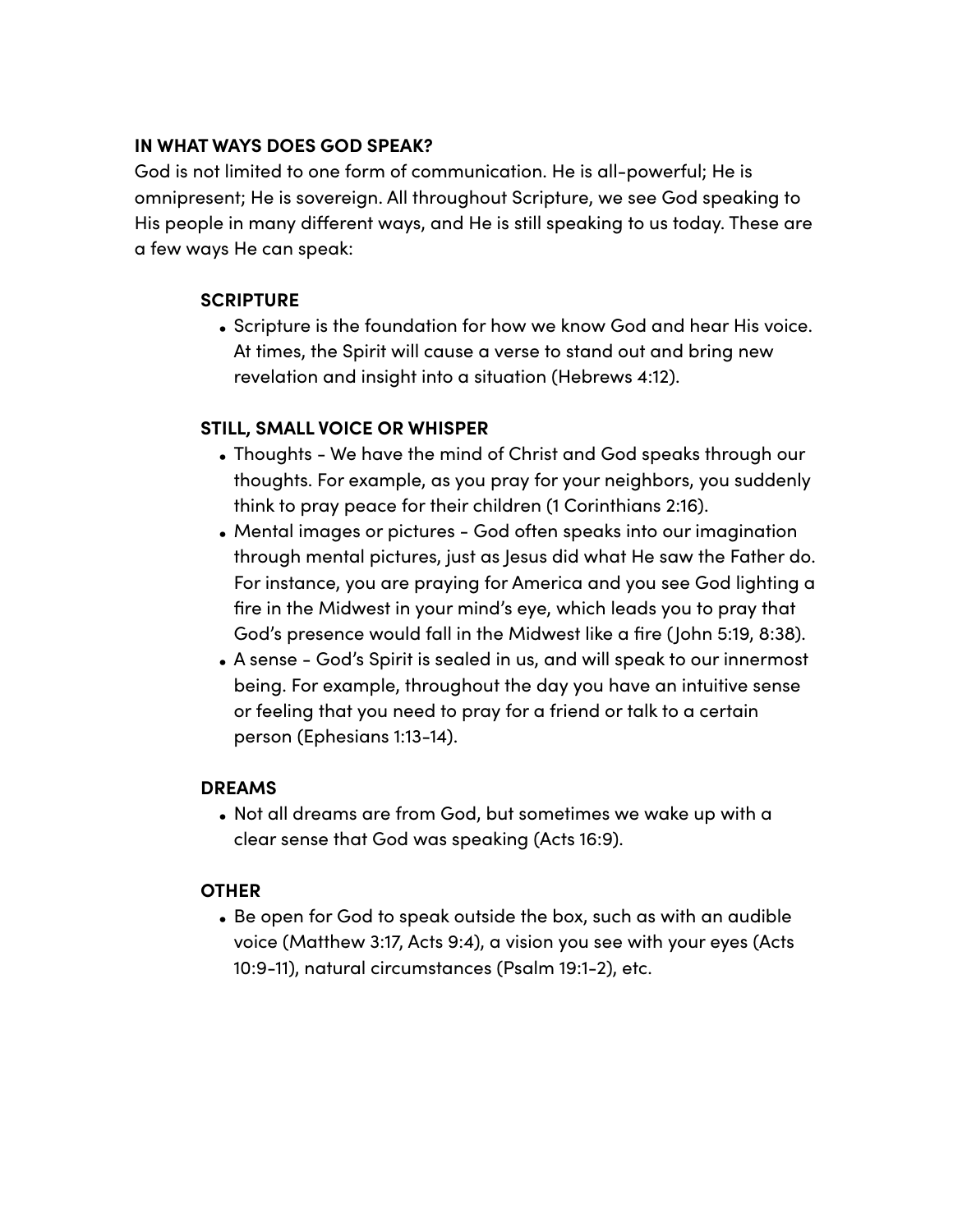## IN WHAT WAYS DOES GOD SPEAK?

God is not limited to one form of communication. He is all-powerful; He is omnipresent; He is sovereign. All throughout Scripture, we see God speaking to His people in many different ways, and He is still speaking to us today. These are a few ways He can speak:

### SCRIPTURE

- Scripture is the foundation for how we know God and hear His voice. At times, the Spirit will cause a verse to stand out and bring new revelation and insight into a situation (Hebrews 4:12).

### STILL, SMALL VOICE OR WHISPER

- Thoughts - We have the mind of Christ and God speaks through our thoughts. For example, as you pray for your neighbors, you suddenly think to pray peace for their children (1 Corinthians 2:16).
- Mental images or pictures - God often speaks into our imagination through mental pictures, just as Jesus did what He saw the Father do. For instance, you are praying for America and you see God lighting a fire in the Midwest in your mind's eye, which leads you to pray that God's presence would fall in the Midwest like a fire (John 5:19, 8:38).
- A sense - God's Spirit is sealed in us, and will speak to our innermost being. For example, throughout the day you have an intuitive sense or feeling that you need to pray for a friend or talk to a certain person (Ephesians 1:13-14).

### DREAMS

- Not all dreams are from God, but sometimes we wake up with a clear sense that God was speaking (Acts 16:9).

### OTHER

- Be open for God to speak outside the box, such as with an audible voice (Matthew 3:17, Acts 9:4), a vision you see with your eyes (Acts 10:9-11), natural circumstances (Psalm 19:1-2), etc.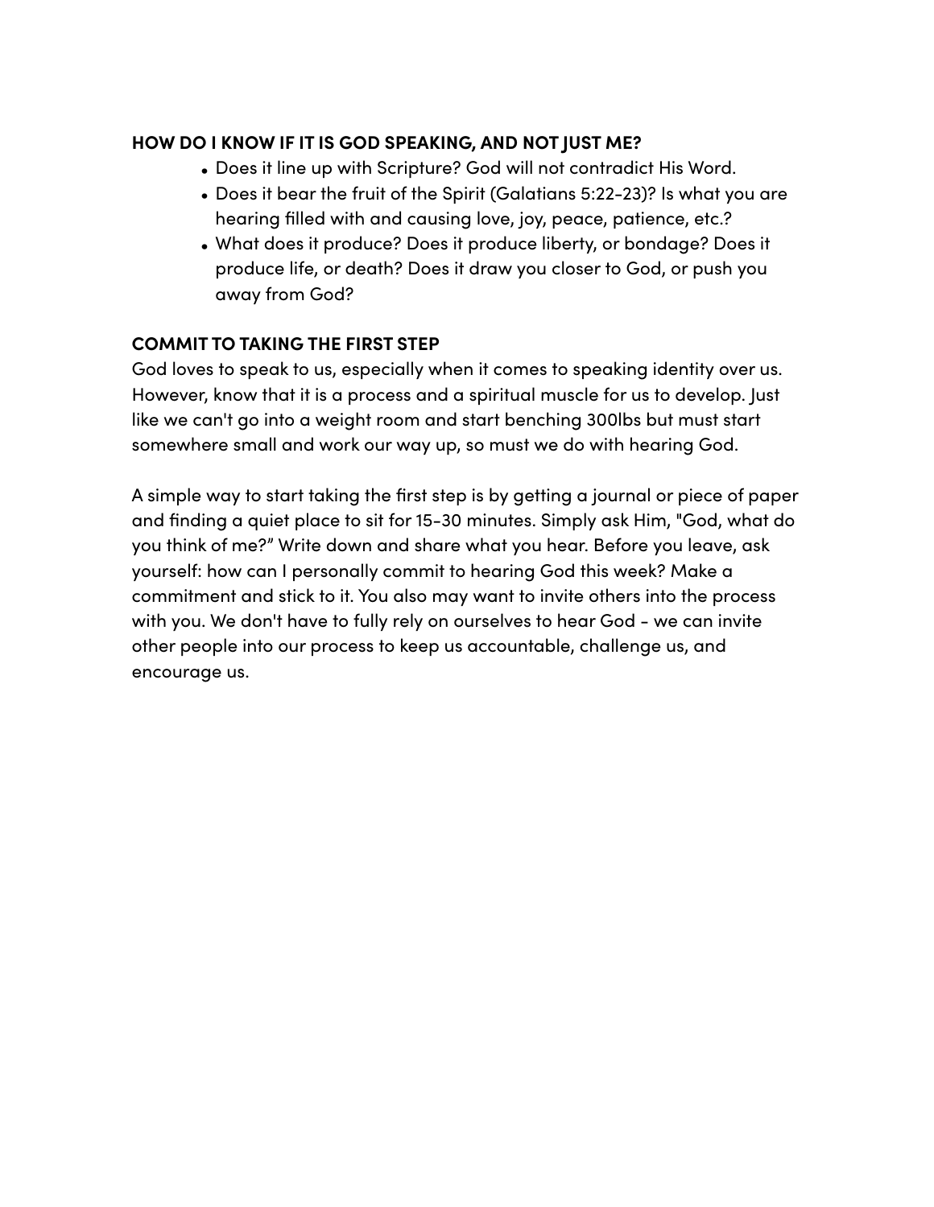**HOW DO I KNOW IF IT IS GOD SPEAKING, AND NOT JUST ME?**

- Does it line up with Scripture? God will not contradict His Word.
- Does it bear the fruit of the Spirit (Galatians 5:22-23)? Is what you are hearing filled with and causing love, joy, peace, patience, etc.?
- What does it produce? Does it produce liberty, or bondage? Does it produce life, or death? Does it draw you closer to God, or push you away from God?

**COMMIT TO TAKING THE FIRST STEP**

God loves to speak to us, especially when it comes to speaking identity over us. However, know that it is a process and a spiritual muscle for us to develop. Just like we can't go into a weight room and start benching 300lbs but must start somewhere small and work our way up, so must we do with hearing God.

A simple way to start taking the first step is by getting a journal or piece of paper and finding a quiet place to sit for 15-30 minutes. Simply ask Him, "God, what do you think of me?" Write down and share what you hear. Before you leave, ask yourself: how can I personally commit to hearing God this week? Make a commitment and stick to it. You also may want to invite others into the process with you. We don't have to fully rely on ourselves to hear God - we can invite other people into our process to keep us accountable, challenge us, and encourage us.